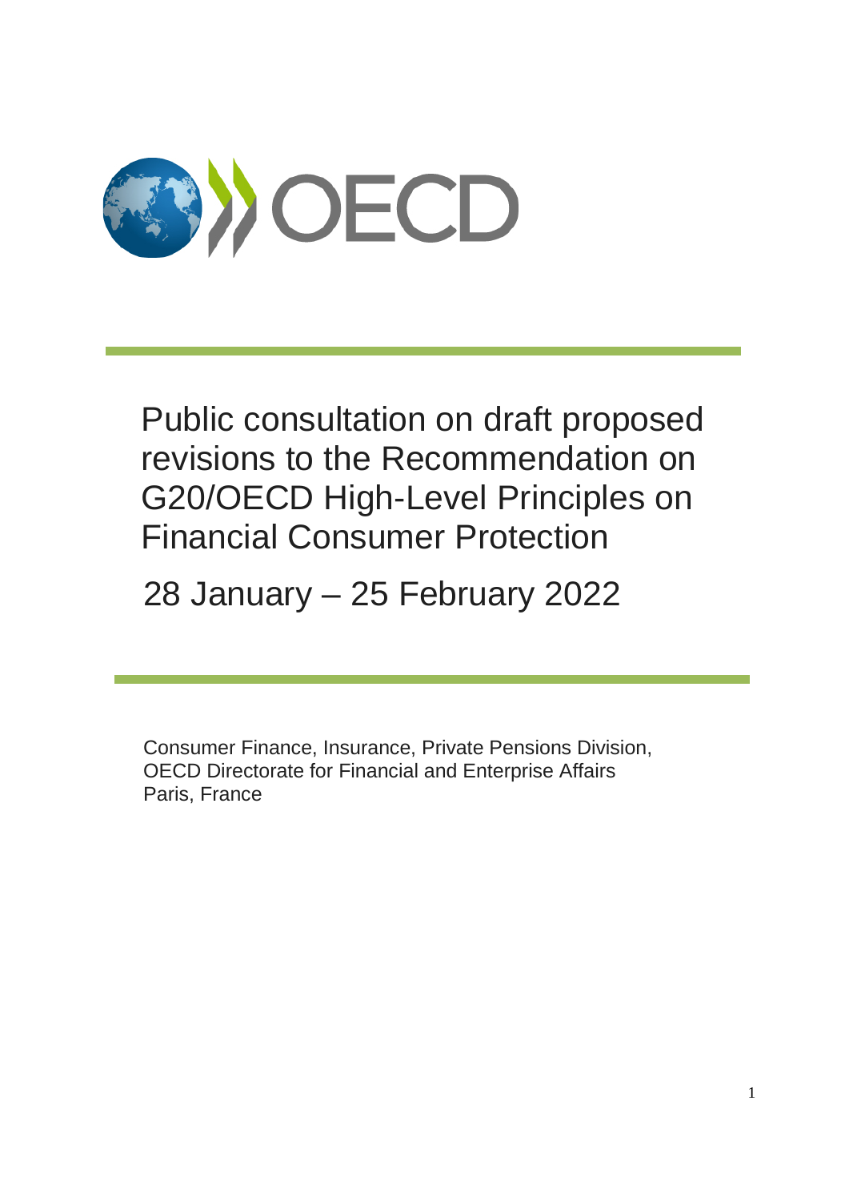# Public consultation on draft proposed revisions to the Recommendation on G20/OECD High-Level Principles on Financial Consumer Protection

## 28 January – 25 February 2022

Consumer Finance, Insurance, Private Pensions Division,
OECD Directorate for Financial and Enterprise Affairs
Paris, France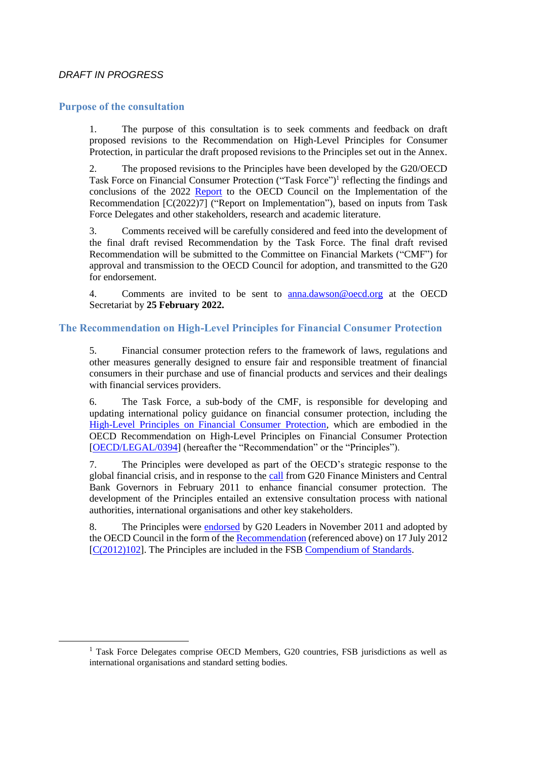*DRAFT IN PROGRESS*

## Purpose of the consultation

1. The purpose of this consultation is to seek comments and feedback on draft proposed revisions to the Recommendation on High-Level Principles for Consumer Protection, in particular the draft proposed revisions to the Principles set out in the Annex.

2. The proposed revisions to the Principles have been developed by the G20/OECD Task Force on Financial Consumer Protection ("Task Force")[1] reflecting the findings and conclusions of the 2022 Report to the OECD Council on the Implementation of the Recommendation [C(2022)7] ("Report on Implementation"), based on inputs from Task Force Delegates and other stakeholders, research and academic literature.

3. Comments received will be carefully considered and feed into the development of the final draft revised Recommendation by the Task Force. The final draft revised Recommendation will be submitted to the Committee on Financial Markets ("CMF") for approval and transmission to the OECD Council for adoption, and transmitted to the G20 for endorsement.

4. Comments are invited to be sent to anna.dawson@oecd.org at the OECD Secretariat by **25 February 2022.**

## The Recommendation on High-Level Principles for Financial Consumer Protection

5. Financial consumer protection refers to the framework of laws, regulations and other measures generally designed to ensure fair and responsible treatment of financial consumers in their purchase and use of financial products and services and their dealings with financial services providers.

6. The Task Force, a sub-body of the CMF, is responsible for developing and updating international policy guidance on financial consumer protection, including the High-Level Principles on Financial Consumer Protection, which are embodied in the OECD Recommendation on High-Level Principles on Financial Consumer Protection [OECD/LEGAL/0394] (hereafter the "Recommendation" or the "Principles").

7. The Principles were developed as part of the OECD's strategic response to the global financial crisis, and in response to the call from G20 Finance Ministers and Central Bank Governors in February 2011 to enhance financial consumer protection. The development of the Principles entailed an extensive consultation process with national authorities, international organisations and other key stakeholders.

8. The Principles were endorsed by G20 Leaders in November 2011 and adopted by the OECD Council in the form of the Recommendation (referenced above) on 17 July 2012 [C(2012)102]. The Principles are included in the FSB Compendium of Standards.

[1] Task Force Delegates comprise OECD Members, G20 countries, FSB jurisdictions as well as international organisations and standard setting bodies.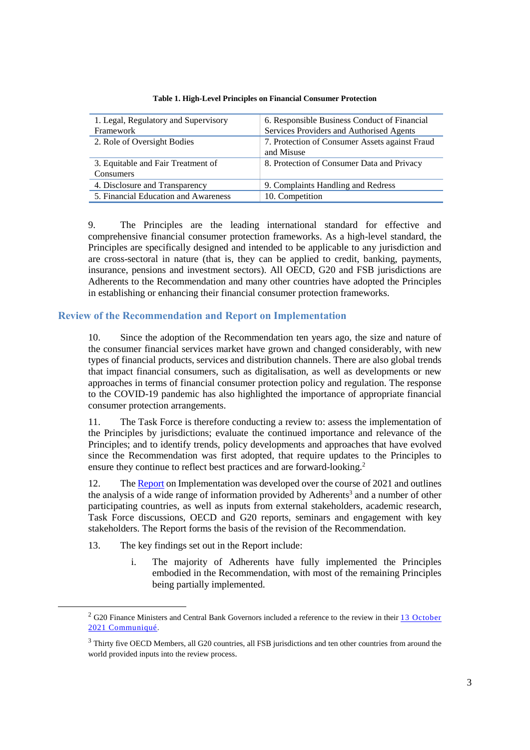**Table 1. High-Level Principles on Financial Consumer Protection**

| | |
|---|---|
| 1. Legal, Regulatory and Supervisory Framework | 6. Responsible Business Conduct of Financial Services Providers and Authorised Agents |
| 2. Role of Oversight Bodies | 7. Protection of Consumer Assets against Fraud and Misuse |
| 3. Equitable and Fair Treatment of Consumers | 8. Protection of Consumer Data and Privacy |
| 4. Disclosure and Transparency | 9. Complaints Handling and Redress |
| 5. Financial Education and Awareness | 10. Competition |

9. The Principles are the leading international standard for effective and comprehensive financial consumer protection frameworks. As a high-level standard, the Principles are specifically designed and intended to be applicable to any jurisdiction and are cross-sectoral in nature (that is, they can be applied to credit, banking, payments, insurance, pensions and investment sectors). All OECD, G20 and FSB jurisdictions are Adherents to the Recommendation and many other countries have adopted the Principles in establishing or enhancing their financial consumer protection frameworks.

## Review of the Recommendation and Report on Implementation

10. Since the adoption of the Recommendation ten years ago, the size and nature of the consumer financial services market have grown and changed considerably, with new types of financial products, services and distribution channels. There are also global trends that impact financial consumers, such as digitalisation, as well as developments or new approaches in terms of financial consumer protection policy and regulation. The response to the COVID-19 pandemic has also highlighted the importance of appropriate financial consumer protection arrangements.

11. The Task Force is therefore conducting a review to: assess the implementation of the Principles by jurisdictions; evaluate the continued importance and relevance of the Principles; and to identify trends, policy developments and approaches that have evolved since the Recommendation was first adopted, that require updates to the Principles to ensure they continue to reflect best practices and are forward-looking.[2]

12. The Report on Implementation was developed over the course of 2021 and outlines the analysis of a wide range of information provided by Adherents[3] and a number of other participating countries, as well as inputs from external stakeholders, academic research, Task Force discussions, OECD and G20 reports, seminars and engagement with key stakeholders. The Report forms the basis of the revision of the Recommendation.

13. The key findings set out in the Report include:

i. The majority of Adherents have fully implemented the Principles embodied in the Recommendation, with most of the remaining Principles being partially implemented.

---

[2] G20 Finance Ministers and Central Bank Governors included a reference to the review in their 13 October 2021 Communiqué.

[3] Thirty five OECD Members, all G20 countries, all FSB jurisdictions and ten other countries from around the world provided inputs into the review process.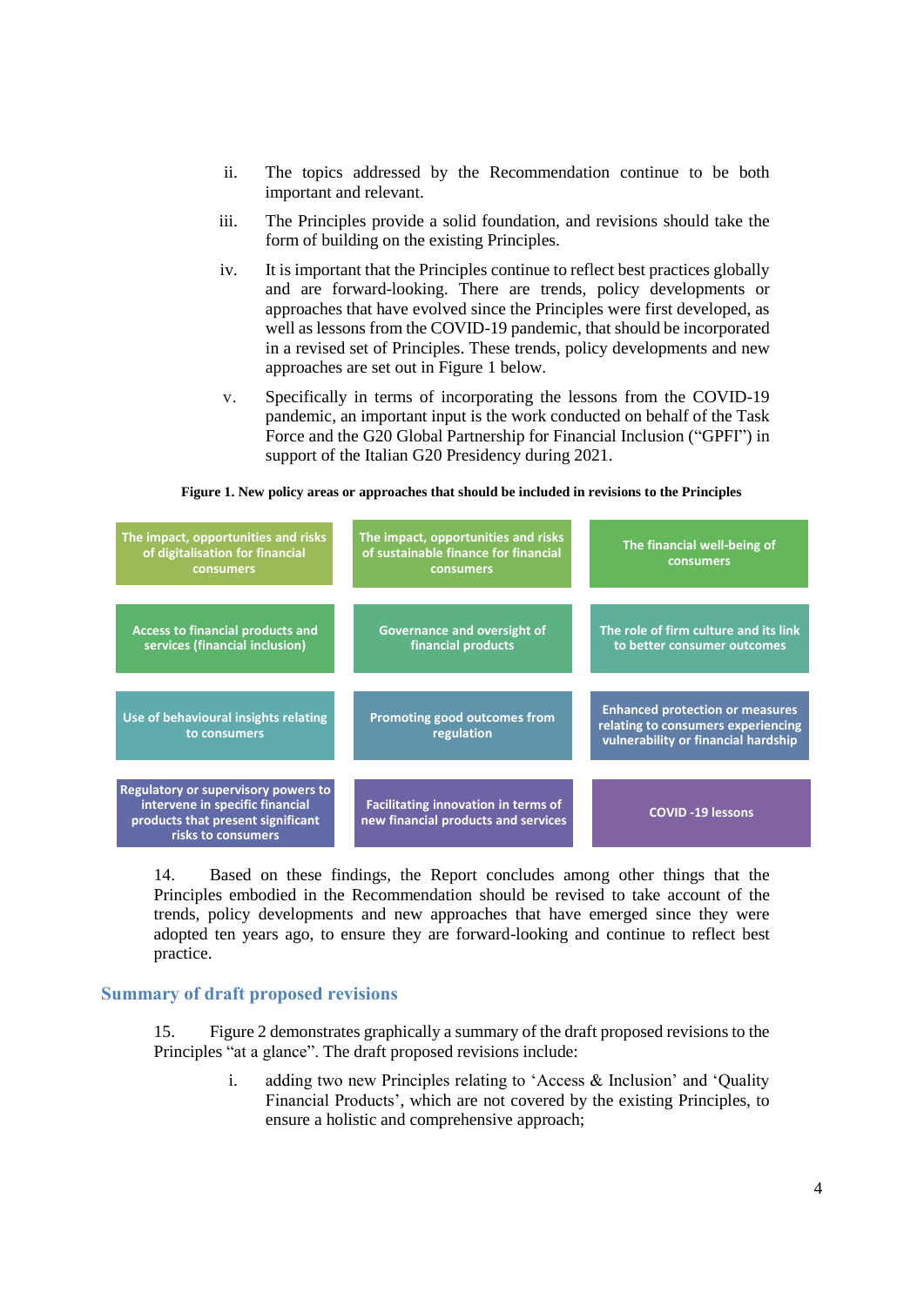ii. The topics addressed by the Recommendation continue to be both important and relevant.

iii. The Principles provide a solid foundation, and revisions should take the form of building on the existing Principles.

iv. It is important that the Principles continue to reflect best practices globally and are forward-looking. There are trends, policy developments or approaches that have evolved since the Principles were first developed, as well as lessons from the COVID-19 pandemic, that should be incorporated in a revised set of Principles. These trends, policy developments and new approaches are set out in Figure 1 below.

v. Specifically in terms of incorporating the lessons from the COVID-19 pandemic, an important input is the work conducted on behalf of the Task Force and the G20 Global Partnership for Financial Inclusion ("GPFI") in support of the Italian G20 Presidency during 2021.

**Figure 1. New policy areas or approaches that should be included in revisions to the Principles**

| | | |
|---|---|---|
| The impact, opportunities and risks of digitalisation for financial consumers | The impact, opportunities and risks of sustainable finance for financial consumers | The financial well-being of consumers |
| Access to financial products and services (financial inclusion) | Governance and oversight of financial products | The role of firm culture and its link to better consumer outcomes |
| Use of behavioural insights relating to consumers | Promoting good outcomes from regulation | Enhanced protection or measures relating to consumers experiencing vulnerability or financial hardship |
| Regulatory or supervisory powers to intervene in specific financial products that present significant risks to consumers | Facilitating innovation in terms of new financial products and services | COVID -19 lessons |

14. Based on these findings, the Report concludes among other things that the Principles embodied in the Recommendation should be revised to take account of the trends, policy developments and new approaches that have emerged since they were adopted ten years ago, to ensure they are forward-looking and continue to reflect best practice.

## Summary of draft proposed revisions

15. Figure 2 demonstrates graphically a summary of the draft proposed revisions to the Principles "at a glance". The draft proposed revisions include:

i. adding two new Principles relating to 'Access & Inclusion' and 'Quality Financial Products', which are not covered by the existing Principles, to ensure a holistic and comprehensive approach;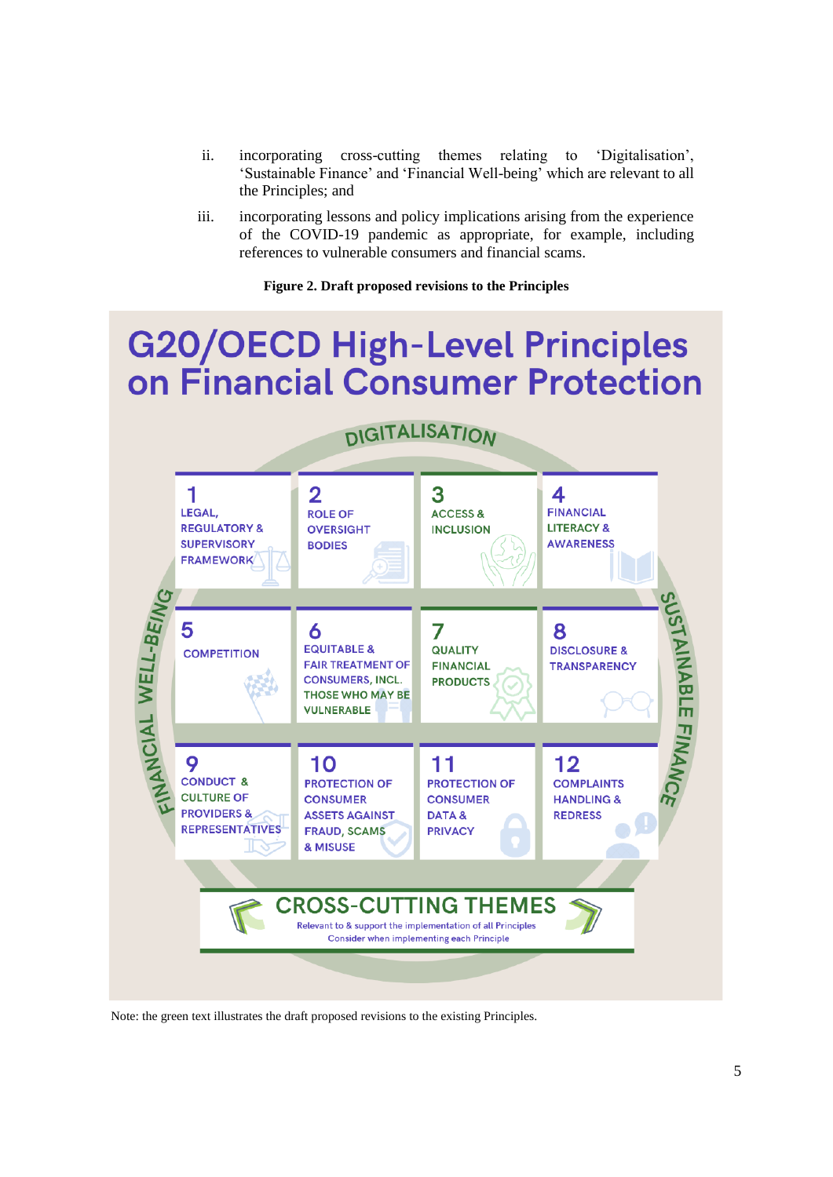ii. incorporating cross-cutting themes relating to 'Digitalisation', 'Sustainable Finance' and 'Financial Well-being' which are relevant to all the Principles; and

iii. incorporating lessons and policy implications arising from the experience of the COVID-19 pandemic as appropriate, for example, including references to vulnerable consumers and financial scams.

**Figure 2. Draft proposed revisions to the Principles**

# G20/OECD High-Level Principles on Financial Consumer Protection

DIGITALISATION

FINANCIAL WELL-BEING

SUSTAINABLE FINANCE

1 LEGAL, REGULATORY & SUPERVISORY FRAMEWORK

2 ROLE OF OVERSIGHT BODIES

3 ACCESS & INCLUSION

4 FINANCIAL LITERACY & AWARENESS

5 COMPETITION

6 EQUITABLE & FAIR TREATMENT OF CONSUMERS, INCL. THOSE WHO MAY BE VULNERABLE

7 QUALITY FINANCIAL PRODUCTS

8 DISCLOSURE & TRANSPARENCY

9 CONDUCT & CULTURE OF PROVIDERS & REPRESENTATIVES

10 PROTECTION OF CONSUMER ASSETS AGAINST FRAUD, SCAMS & MISUSE

11 PROTECTION OF CONSUMER DATA & PRIVACY

12 COMPLAINTS HANDLING & REDRESS

CROSS-CUTTING THEMES
Relevant to & support the implementation of all Principles
Consider when implementing each Principle

Note: the green text illustrates the draft proposed revisions to the existing Principles.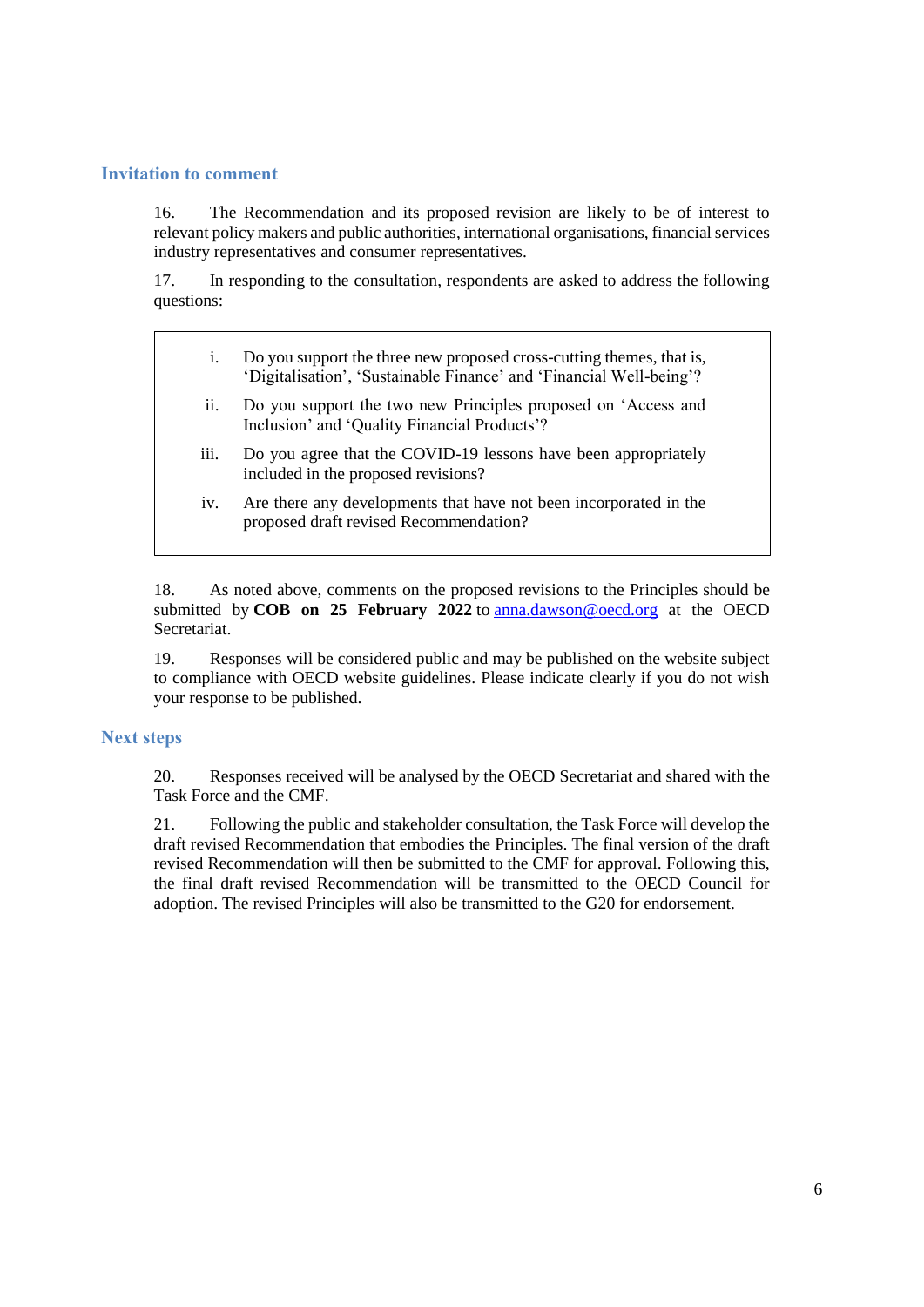## Invitation to comment

16. The Recommendation and its proposed revision are likely to be of interest to relevant policy makers and public authorities, international organisations, financial services industry representatives and consumer representatives.

17. In responding to the consultation, respondents are asked to address the following questions:

> i. Do you support the three new proposed cross-cutting themes, that is, 'Digitalisation', 'Sustainable Finance' and 'Financial Well-being'?
>
> ii. Do you support the two new Principles proposed on 'Access and Inclusion' and 'Quality Financial Products'?
>
> iii. Do you agree that the COVID-19 lessons have been appropriately included in the proposed revisions?
>
> iv. Are there any developments that have not been incorporated in the proposed draft revised Recommendation?

18. As noted above, comments on the proposed revisions to the Principles should be submitted by **COB on 25 February 2022** to anna.dawson@oecd.org at the OECD Secretariat.

19. Responses will be considered public and may be published on the website subject to compliance with OECD website guidelines. Please indicate clearly if you do not wish your response to be published.

## Next steps

20. Responses received will be analysed by the OECD Secretariat and shared with the Task Force and the CMF.

21. Following the public and stakeholder consultation, the Task Force will develop the draft revised Recommendation that embodies the Principles. The final version of the draft revised Recommendation will then be submitted to the CMF for approval. Following this, the final draft revised Recommendation will be transmitted to the OECD Council for adoption. The revised Principles will also be transmitted to the G20 for endorsement.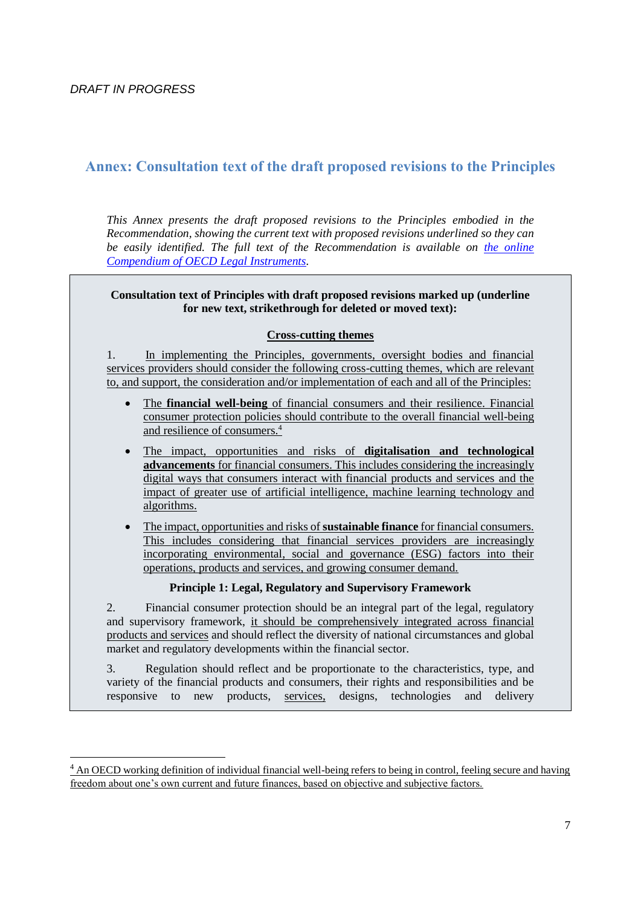*DRAFT IN PROGRESS*

## Annex: Consultation text of the draft proposed revisions to the Principles

*This Annex presents the draft proposed revisions to the Principles embodied in the Recommendation, showing the current text with proposed revisions underlined so they can be easily identified. The full text of the Recommendation is available on [the online Compendium of OECD Legal Instruments](#).*

**Consultation text of Principles with draft proposed revisions marked up (underline for new text, strikethrough for deleted or moved text):**

**Cross-cutting themes**

1. <u>In implementing the Principles, governments, oversight bodies and financial services providers should consider the following cross-cutting themes, which are relevant to, and support, the consideration and/or implementation of each and all of the Principles:</u>

- <u>The **financial well-being** of financial consumers and their resilience. Financial consumer protection policies should contribute to the overall financial well-being and resilience of consumers.</u>[4]
- <u>The impact, opportunities and risks of **digitalisation and technological advancements** for financial consumers. This includes considering the increasingly digital ways that consumers interact with financial products and services and the impact of greater use of artificial intelligence, machine learning technology and algorithms.</u>
- <u>The impact, opportunities and risks of **sustainable finance** for financial consumers. This includes considering that financial services providers are increasingly incorporating environmental, social and governance (ESG) factors into their operations, products and services, and growing consumer demand.</u>

**Principle 1: Legal, Regulatory and Supervisory Framework**

2. Financial consumer protection should be an integral part of the legal, regulatory and supervisory framework, <u>it should be comprehensively integrated across financial products and services</u> and should reflect the diversity of national circumstances and global market and regulatory developments within the financial sector.

3. Regulation should reflect and be proportionate to the characteristics, type, and variety of the financial products and consumers, their rights and responsibilities and be responsive to new products, <u>services,</u> designs, technologies and delivery

---

[4] <u>An OECD working definition of individual financial well-being refers to being in control, feeling secure and having freedom about one's own current and future finances, based on objective and subjective factors.</u>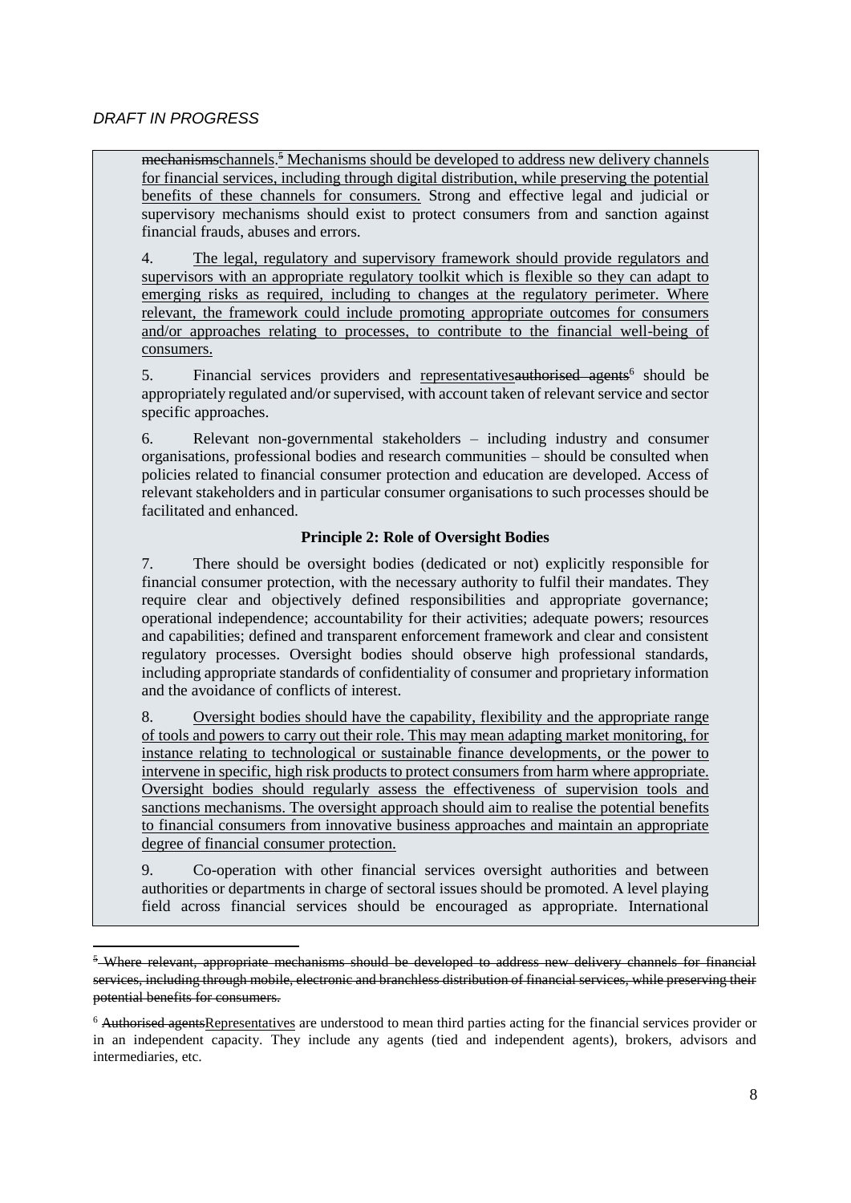*DRAFT IN PROGRESS*

mechanismschannels.[5] Mechanisms should be developed to address new delivery channels for financial services, including through digital distribution, while preserving the potential benefits of these channels for consumers. Strong and effective legal and judicial or supervisory mechanisms should exist to protect consumers from and sanction against financial frauds, abuses and errors.

4. The legal, regulatory and supervisory framework should provide regulators and supervisors with an appropriate regulatory toolkit which is flexible so they can adapt to emerging risks as required, including to changes at the regulatory perimeter. Where relevant, the framework could include promoting appropriate outcomes for consumers and/or approaches relating to processes, to contribute to the financial well-being of consumers.

5. Financial services providers and representativesauthorised agents[6] should be appropriately regulated and/or supervised, with account taken of relevant service and sector specific approaches.

6. Relevant non-governmental stakeholders – including industry and consumer organisations, professional bodies and research communities – should be consulted when policies related to financial consumer protection and education are developed. Access of relevant stakeholders and in particular consumer organisations to such processes should be facilitated and enhanced.

**Principle 2: Role of Oversight Bodies**

7. There should be oversight bodies (dedicated or not) explicitly responsible for financial consumer protection, with the necessary authority to fulfil their mandates. They require clear and objectively defined responsibilities and appropriate governance; operational independence; accountability for their activities; adequate powers; resources and capabilities; defined and transparent enforcement framework and clear and consistent regulatory processes. Oversight bodies should observe high professional standards, including appropriate standards of confidentiality of consumer and proprietary information and the avoidance of conflicts of interest.

8. Oversight bodies should have the capability, flexibility and the appropriate range of tools and powers to carry out their role. This may mean adapting market monitoring, for instance relating to technological or sustainable finance developments, or the power to intervene in specific, high risk products to protect consumers from harm where appropriate. Oversight bodies should regularly assess the effectiveness of supervision tools and sanctions mechanisms. The oversight approach should aim to realise the potential benefits to financial consumers from innovative business approaches and maintain an appropriate degree of financial consumer protection.

9. Co-operation with other financial services oversight authorities and between authorities or departments in charge of sectoral issues should be promoted. A level playing field across financial services should be encouraged as appropriate. International

---

[5] Where relevant, appropriate mechanisms should be developed to address new delivery channels for financial services, including through mobile, electronic and branchless distribution of financial services, while preserving their potential benefits for consumers.

[6] Authorised agentsRepresentatives are understood to mean third parties acting for the financial services provider or in an independent capacity. They include any agents (tied and independent agents), brokers, advisors and intermediaries, etc.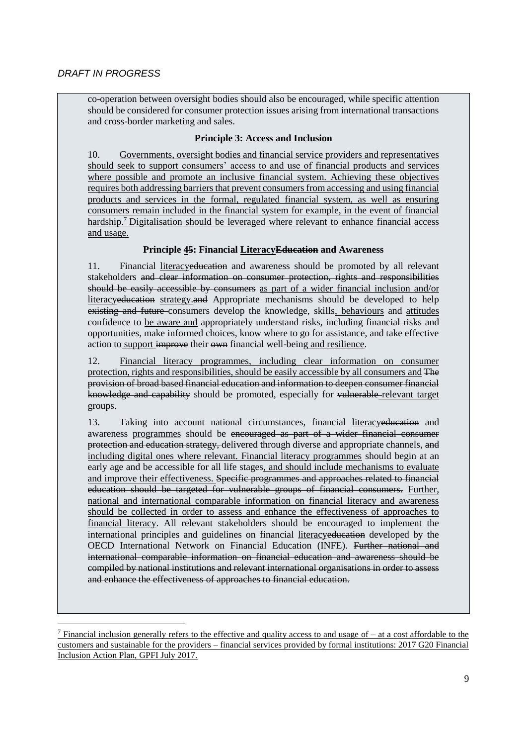co-operation between oversight bodies should also be encouraged, while specific attention should be considered for consumer protection issues arising from international transactions and cross-border marketing and sales.

**Principle 3: Access and Inclusion**

10. Governments, oversight bodies and financial service providers and representatives should seek to support consumers' access to and use of financial products and services where possible and promote an inclusive financial system. Achieving these objectives requires both addressing barriers that prevent consumers from accessing and using financial products and services in the formal, regulated financial system, as well as ensuring consumers remain included in the financial system for example, in the event of financial hardship.[7] Digitalisation should be leveraged where relevant to enhance financial access and usage.

**Principle 4~~5~~: Financial Literacy~~Education~~ and Awareness**

11. Financial literacy~~education~~ and awareness should be promoted by all relevant stakeholders ~~and clear information on consumer protection, rights and responsibilities should be easily accessible by consumers~~ as part of a wider financial inclusion and/or literacy~~education~~ strategy.~~and~~ Appropriate mechanisms should be developed to help ~~existing and future~~ consumers develop the knowledge, skills, behaviours and attitudes ~~confidence~~ to be aware and ~~appropriately~~ understand risks, ~~including financial risks~~ and opportunities, make informed choices, know where to go for assistance, and take effective action to support ~~improve~~ their ~~own~~ financial well-being and resilience.

12. Financial literacy programmes, including clear information on consumer protection, rights and responsibilities, should be easily accessible by all consumers and ~~The provision of broad based financial education and information to deepen consumer financial knowledge and capability~~ should be promoted, especially for ~~vulnerable~~ relevant target groups.

13. Taking into account national circumstances, financial literacy~~education~~ and awareness programmes should be ~~encouraged as part of a wider financial consumer protection and education strategy,~~ delivered through diverse and appropriate channels, ~~and~~ including digital ones where relevant. Financial literacy programmes should begin at an early age and be accessible for all life stages, and should include mechanisms to evaluate and improve their effectiveness. ~~Specific programmes and approaches related to financial education should be targeted for vulnerable groups of financial consumers.~~ Further, national and international comparable information on financial literacy and awareness should be collected in order to assess and enhance the effectiveness of approaches to financial literacy. All relevant stakeholders should be encouraged to implement the international principles and guidelines on financial literacy~~education~~ developed by the OECD International Network on Financial Education (INFE). ~~Further national and international comparable information on financial education and awareness should be compiled by national institutions and relevant international organisations in order to assess and enhance the effectiveness of approaches to financial education.~~

---

[7] Financial inclusion generally refers to the effective and quality access to and usage of – at a cost affordable to the customers and sustainable for the providers – financial services provided by formal institutions: 2017 G20 Financial Inclusion Action Plan, GPFI July 2017.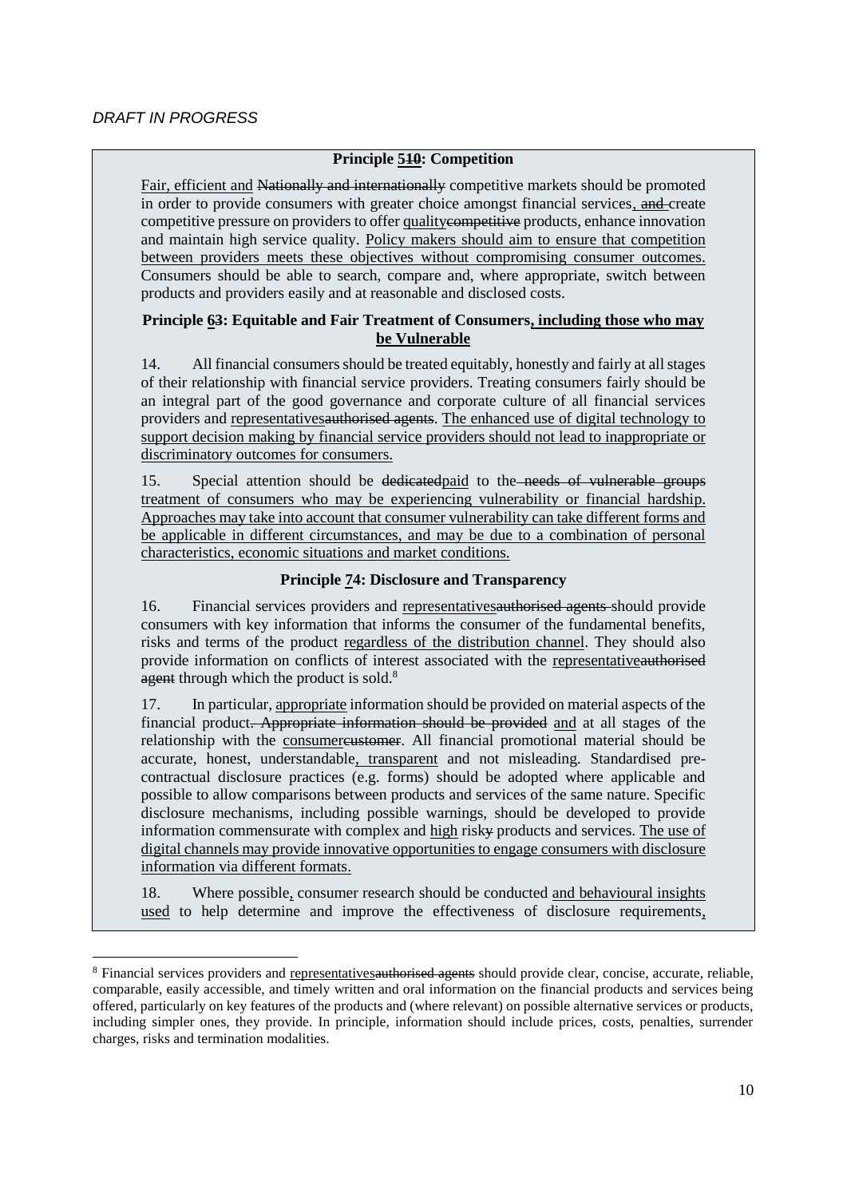**Principle 5~~10~~: Competition**

Fair, efficient and ~~Nationally and internationally~~ competitive markets should be promoted in order to provide consumers with greater choice amongst financial services, ~~and~~ create competitive pressure on providers to offer quality~~competitive~~ products, enhance innovation and maintain high service quality. Policy makers should aim to ensure that competition between providers meets these objectives without compromising consumer outcomes. Consumers should be able to search, compare and, where appropriate, switch between products and providers easily and at reasonable and disclosed costs.

**Principle 6~~3~~: Equitable and Fair Treatment of Consumers, including those who may be Vulnerable**

14. All financial consumers should be treated equitably, honestly and fairly at all stages of their relationship with financial service providers. Treating consumers fairly should be an integral part of the good governance and corporate culture of all financial services providers and representatives~~authorised agents~~. The enhanced use of digital technology to support decision making by financial service providers should not lead to inappropriate or discriminatory outcomes for consumers.

15. Special attention should be ~~dedicated~~paid to the ~~needs of vulnerable groups~~ treatment of consumers who may be experiencing vulnerability or financial hardship. Approaches may take into account that consumer vulnerability can take different forms and be applicable in different circumstances, and may be due to a combination of personal characteristics, economic situations and market conditions.

**Principle 7~~4~~: Disclosure and Transparency**

16. Financial services providers and representatives~~authorised agents~~ should provide consumers with key information that informs the consumer of the fundamental benefits, risks and terms of the product regardless of the distribution channel. They should also provide information on conflicts of interest associated with the representative~~authorised agent~~ through which the product is sold.[8]

17. In particular, appropriate information should be provided on material aspects of the financial product~~. Appropriate information should be provided~~ and at all stages of the relationship with the consumer~~customer~~. All financial promotional material should be accurate, honest, understandable, transparent and not misleading. Standardised pre-contractual disclosure practices (e.g. forms) should be adopted where applicable and possible to allow comparisons between products and services of the same nature. Specific disclosure mechanisms, including possible warnings, should be developed to provide information commensurate with complex and high risk~~y~~ products and services. The use of digital channels may provide innovative opportunities to engage consumers with disclosure information via different formats.

18. Where possible, consumer research should be conducted and behavioural insights used to help determine and improve the effectiveness of disclosure requirements,

---

[8] Financial services providers and representatives~~authorised agents~~ should provide clear, concise, accurate, reliable, comparable, easily accessible, and timely written and oral information on the financial products and services being offered, particularly on key features of the products and (where relevant) on possible alternative services or products, including simpler ones, they provide. In principle, information should include prices, costs, penalties, surrender charges, risks and termination modalities.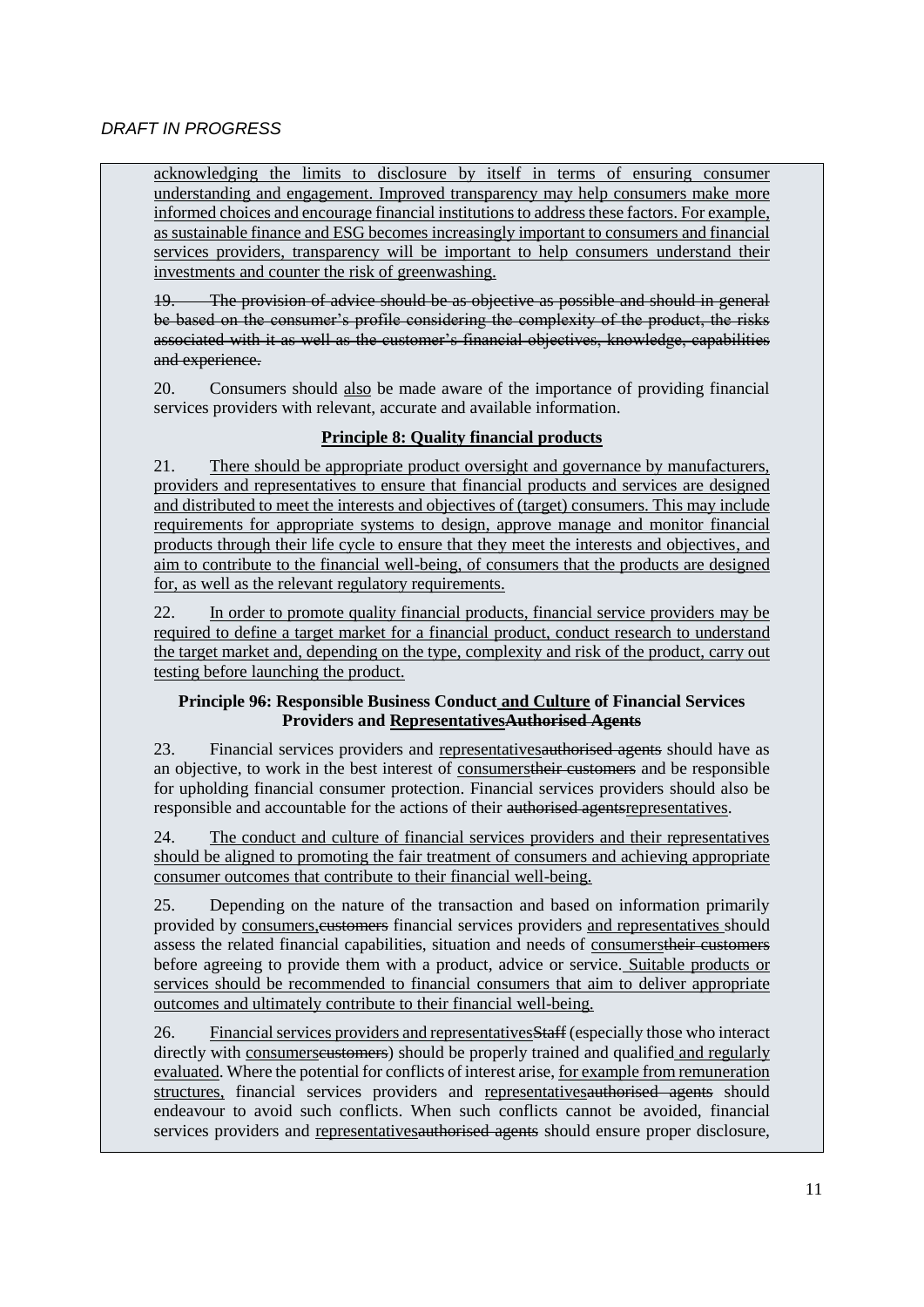*DRAFT IN PROGRESS*

acknowledging the limits to disclosure by itself in terms of ensuring consumer understanding and engagement. Improved transparency may help consumers make more informed choices and encourage financial institutions to address these factors. For example, as sustainable finance and ESG becomes increasingly important to consumers and financial services providers, transparency will be important to help consumers understand their investments and counter the risk of greenwashing.

~~19. The provision of advice should be as objective as possible and should in general be based on the consumer's profile considering the complexity of the product, the risks associated with it as well as the customer's financial objectives, knowledge, capabilities and experience.~~

20. Consumers should also be made aware of the importance of providing financial services providers with relevant, accurate and available information.

**Principle 8: Quality financial products**

21. There should be appropriate product oversight and governance by manufacturers, providers and representatives to ensure that financial products and services are designed and distributed to meet the interests and objectives of (target) consumers. This may include requirements for appropriate systems to design, approve manage and monitor financial products through their life cycle to ensure that they meet the interests and objectives, and aim to contribute to the financial well-being, of consumers that the products are designed for, as well as the relevant regulatory requirements.

22. In order to promote quality financial products, financial service providers may be required to define a target market for a financial product, conduct research to understand the target market and, depending on the type, complexity and risk of the product, carry out testing before launching the product.

**Principle 9~~6~~: Responsible Business Conduct and Culture of Financial Services Providers and Representatives~~Authorised Agents~~**

23. Financial services providers and representatives~~authorised agents~~ should have as an objective, to work in the best interest of consumers~~their customers~~ and be responsible for upholding financial consumer protection. Financial services providers should also be responsible and accountable for the actions of their ~~authorised agents~~representatives.

24. The conduct and culture of financial services providers and their representatives should be aligned to promoting the fair treatment of consumers and achieving appropriate consumer outcomes that contribute to their financial well-being.

25. Depending on the nature of the transaction and based on information primarily provided by consumers,~~customers~~ financial services providers and representatives should assess the related financial capabilities, situation and needs of consumers~~their customers~~ before agreeing to provide them with a product, advice or service. Suitable products or services should be recommended to financial consumers that aim to deliver appropriate outcomes and ultimately contribute to their financial well-being.

26. Financial services providers and representatives~~Staff~~ (especially those who interact directly with consumers~~customers~~) should be properly trained and qualified and regularly evaluated. Where the potential for conflicts of interest arise, for example from remuneration structures, financial services providers and representatives~~authorised agents~~ should endeavour to avoid such conflicts. When such conflicts cannot be avoided, financial services providers and representatives~~authorised agents~~ should ensure proper disclosure,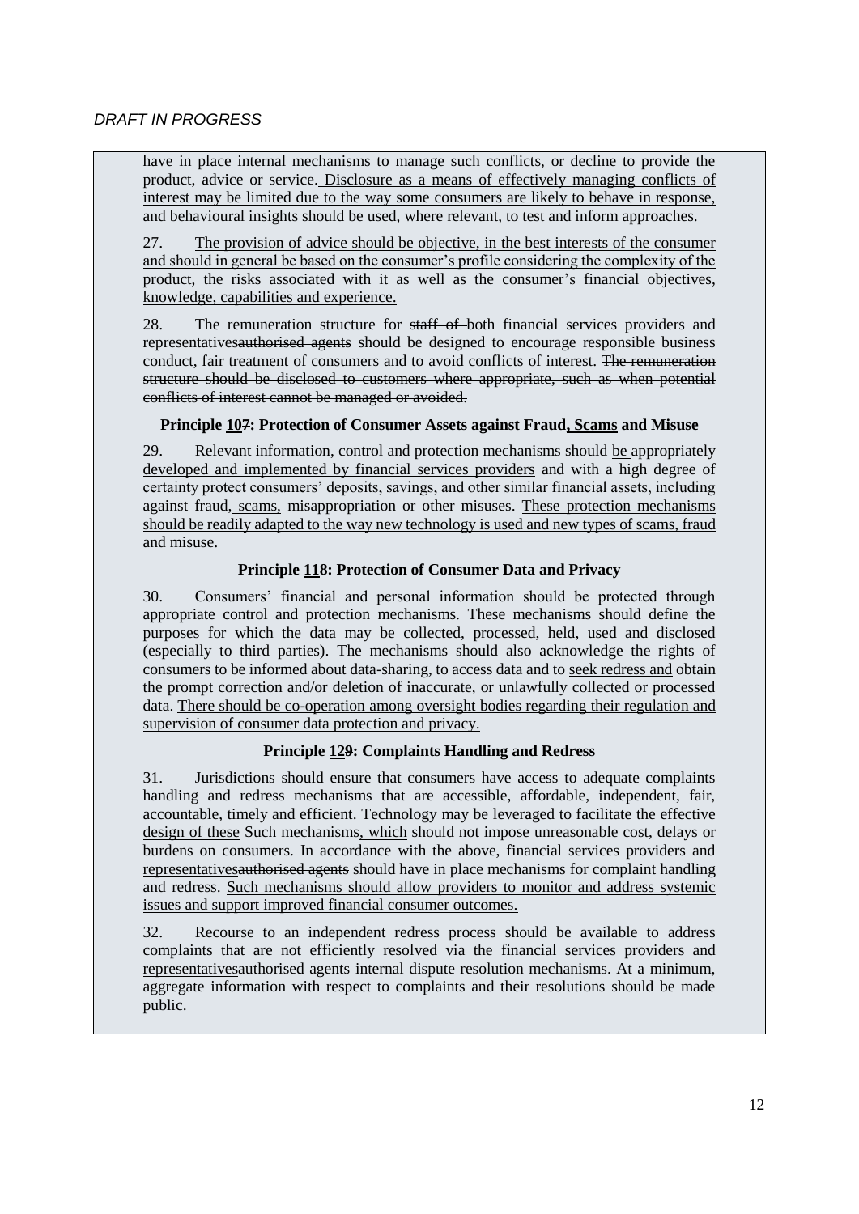have in place internal mechanisms to manage such conflicts, or decline to provide the product, advice or service. Disclosure as a means of effectively managing conflicts of interest may be limited due to the way some consumers are likely to behave in response, and behavioural insights should be used, where relevant, to test and inform approaches.

27. The provision of advice should be objective, in the best interests of the consumer and should in general be based on the consumer's profile considering the complexity of the product, the risks associated with it as well as the consumer's financial objectives, knowledge, capabilities and experience.

28. The remuneration structure for ~~staff of~~ both financial services providers and representatives~~authorised agents~~ should be designed to encourage responsible business conduct, fair treatment of consumers and to avoid conflicts of interest. ~~The remuneration structure should be disclosed to customers where appropriate, such as when potential conflicts of interest cannot be managed or avoided.~~

**Principle 10~~7~~: Protection of Consumer Assets against Fraud, Scams and Misuse**

29. Relevant information, control and protection mechanisms should be appropriately developed and implemented by financial services providers and with a high degree of certainty protect consumers' deposits, savings, and other similar financial assets, including against fraud, scams, misappropriation or other misuses. These protection mechanisms should be readily adapted to the way new technology is used and new types of scams, fraud and misuse.

**Principle 11~~8~~: Protection of Consumer Data and Privacy**

30. Consumers' financial and personal information should be protected through appropriate control and protection mechanisms. These mechanisms should define the purposes for which the data may be collected, processed, held, used and disclosed (especially to third parties). The mechanisms should also acknowledge the rights of consumers to be informed about data-sharing, to access data and to seek redress and obtain the prompt correction and/or deletion of inaccurate, or unlawfully collected or processed data. There should be co-operation among oversight bodies regarding their regulation and supervision of consumer data protection and privacy.

**Principle 12~~9~~: Complaints Handling and Redress**

31. Jurisdictions should ensure that consumers have access to adequate complaints handling and redress mechanisms that are accessible, affordable, independent, fair, accountable, timely and efficient. Technology may be leveraged to facilitate the effective design of these ~~Such~~ mechanisms, which should not impose unreasonable cost, delays or burdens on consumers. In accordance with the above, financial services providers and representatives~~authorised agents~~ should have in place mechanisms for complaint handling and redress. Such mechanisms should allow providers to monitor and address systemic issues and support improved financial consumer outcomes.

32. Recourse to an independent redress process should be available to address complaints that are not efficiently resolved via the financial services providers and representatives~~authorised agents~~ internal dispute resolution mechanisms. At a minimum, aggregate information with respect to complaints and their resolutions should be made public.